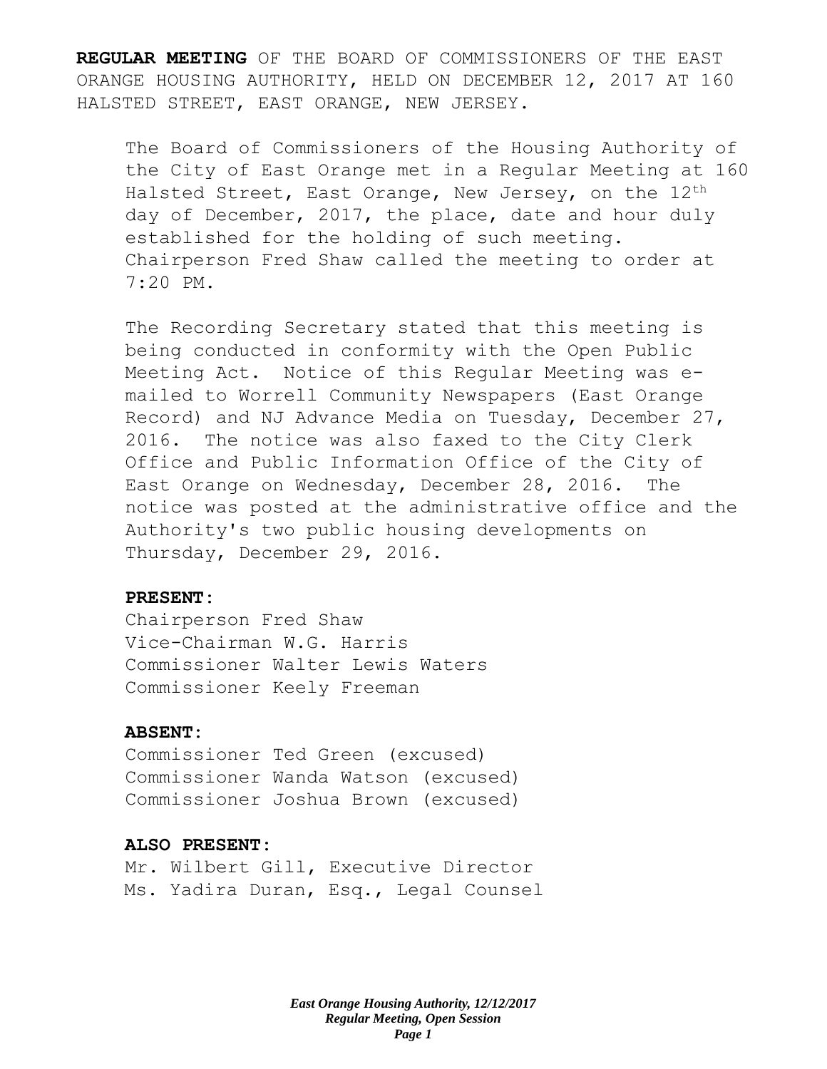**REGULAR MEETING** OF THE BOARD OF COMMISSIONERS OF THE EAST ORANGE HOUSING AUTHORITY, HELD ON DECEMBER 12, 2017 AT 160 HALSTED STREET, EAST ORANGE, NEW JERSEY.

The Board of Commissioners of the Housing Authority of the City of East Orange met in a Regular Meeting at 160 Halsted Street, East Orange, New Jersey, on the 12th day of December, 2017, the place, date and hour duly established for the holding of such meeting. Chairperson Fred Shaw called the meeting to order at 7:20 PM.

The Recording Secretary stated that this meeting is being conducted in conformity with the Open Public Meeting Act. Notice of this Regular Meeting was e-mailed to Worrell Community Newspapers (East Orange Record) and NJ Advance Media on Tuesday, December 27, 2016. The notice was also faxed to the City Clerk Office and Public Information Office of the City of East Orange on Wednesday, December 28, 2016. The notice was posted at the administrative office and the Authority's two public housing developments on Thursday, December 29, 2016.

**PRESENT:**

Chairperson Fred Shaw
Vice-Chairman W.G. Harris
Commissioner Walter Lewis Waters
Commissioner Keely Freeman

**ABSENT:**

Commissioner Ted Green (excused)
Commissioner Wanda Watson (excused)
Commissioner Joshua Brown (excused)

**ALSO PRESENT:**

Mr. Wilbert Gill, Executive Director
Ms. Yadira Duran, Esq., Legal Counsel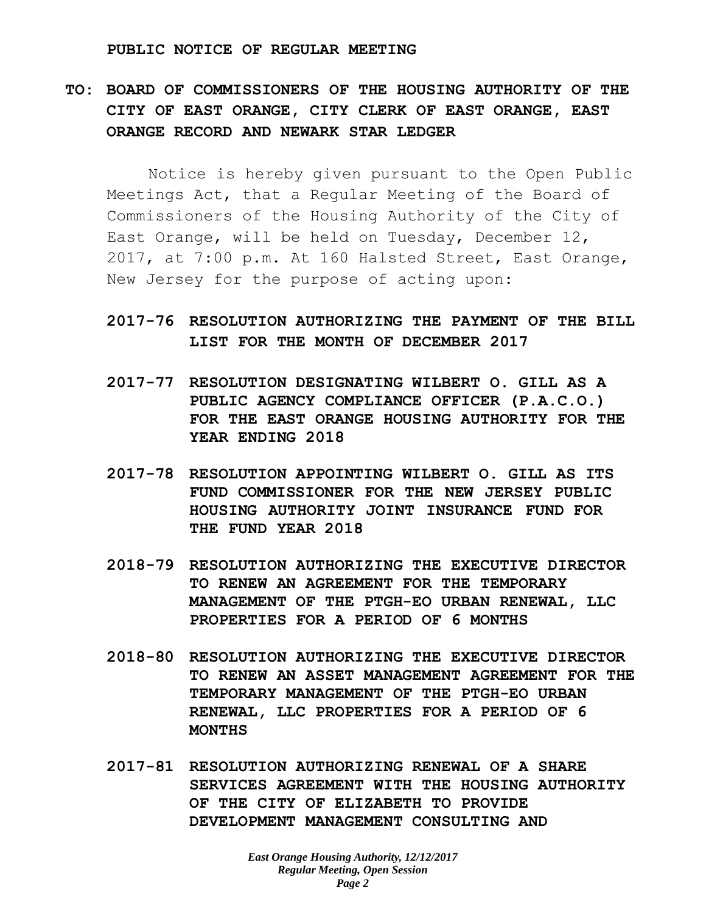**PUBLIC NOTICE OF REGULAR MEETING**

**TO: BOARD OF COMMISSIONERS OF THE HOUSING AUTHORITY OF THE CITY OF EAST ORANGE, CITY CLERK OF EAST ORANGE, EAST ORANGE RECORD AND NEWARK STAR LEDGER**

Notice is hereby given pursuant to the Open Public Meetings Act, that a Regular Meeting of the Board of Commissioners of the Housing Authority of the City of East Orange, will be held on Tuesday, December 12, 2017, at 7:00 p.m. At 160 Halsted Street, East Orange, New Jersey for the purpose of acting upon:

**2017-76 RESOLUTION AUTHORIZING THE PAYMENT OF THE BILL LIST FOR THE MONTH OF DECEMBER 2017**

**2017-77 RESOLUTION DESIGNATING WILBERT O. GILL AS A PUBLIC AGENCY COMPLIANCE OFFICER (P.A.C.O.) FOR THE EAST ORANGE HOUSING AUTHORITY FOR THE YEAR ENDING 2018**

**2017-78 RESOLUTION APPOINTING WILBERT O. GILL AS ITS FUND COMMISSIONER FOR THE NEW JERSEY PUBLIC HOUSING AUTHORITY JOINT INSURANCE FUND FOR THE FUND YEAR 2018**

**2018-79 RESOLUTION AUTHORIZING THE EXECUTIVE DIRECTOR TO RENEW AN AGREEMENT FOR THE TEMPORARY MANAGEMENT OF THE PTGH-EO URBAN RENEWAL, LLC PROPERTIES FOR A PERIOD OF 6 MONTHS**

**2018-80 RESOLUTION AUTHORIZING THE EXECUTIVE DIRECTOR TO RENEW AN ASSET MANAGEMENT AGREEMENT FOR THE TEMPORARY MANAGEMENT OF THE PTGH-EO URBAN RENEWAL, LLC PROPERTIES FOR A PERIOD OF 6 MONTHS**

**2017-81 RESOLUTION AUTHORIZING RENEWAL OF A SHARE SERVICES AGREEMENT WITH THE HOUSING AUTHORITY OF THE CITY OF ELIZABETH TO PROVIDE DEVELOPMENT MANAGEMENT CONSULTING AND**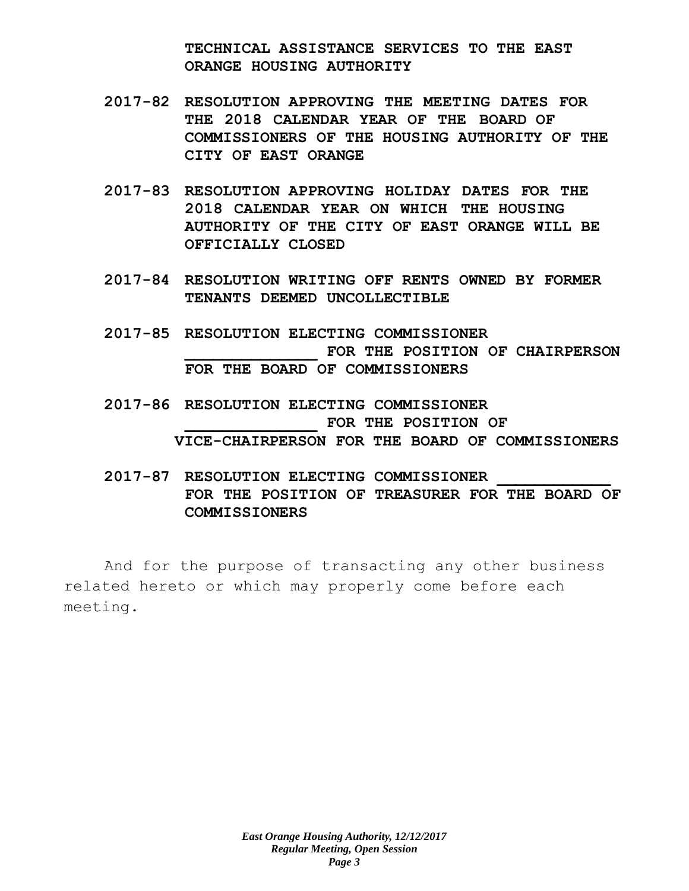**TECHNICAL ASSISTANCE SERVICES TO THE EAST ORANGE HOUSING AUTHORITY**

**2017-82 RESOLUTION APPROVING THE MEETING DATES FOR THE 2018 CALENDAR YEAR OF THE BOARD OF COMMISSIONERS OF THE HOUSING AUTHORITY OF THE CITY OF EAST ORANGE**

**2017-83 RESOLUTION APPROVING HOLIDAY DATES FOR THE 2018 CALENDAR YEAR ON WHICH THE HOUSING AUTHORITY OF THE CITY OF EAST ORANGE WILL BE OFFICIALLY CLOSED**

**2017-84 RESOLUTION WRITING OFF RENTS OWNED BY FORMER TENANTS DEEMED UNCOLLECTIBLE**

**2017-85 RESOLUTION ELECTING COMMISSIONER ______________ FOR THE POSITION OF CHAIRPERSON FOR THE BOARD OF COMMISSIONERS**

**2017-86 RESOLUTION ELECTING COMMISSIONER ______________ FOR THE POSITION OF VICE-CHAIRPERSON FOR THE BOARD OF COMMISSIONERS**

**2017-87 RESOLUTION ELECTING COMMISSIONER ____________ FOR THE POSITION OF TREASURER FOR THE BOARD OF COMMISSIONERS**

And for the purpose of transacting any other business related hereto or which may properly come before each meeting.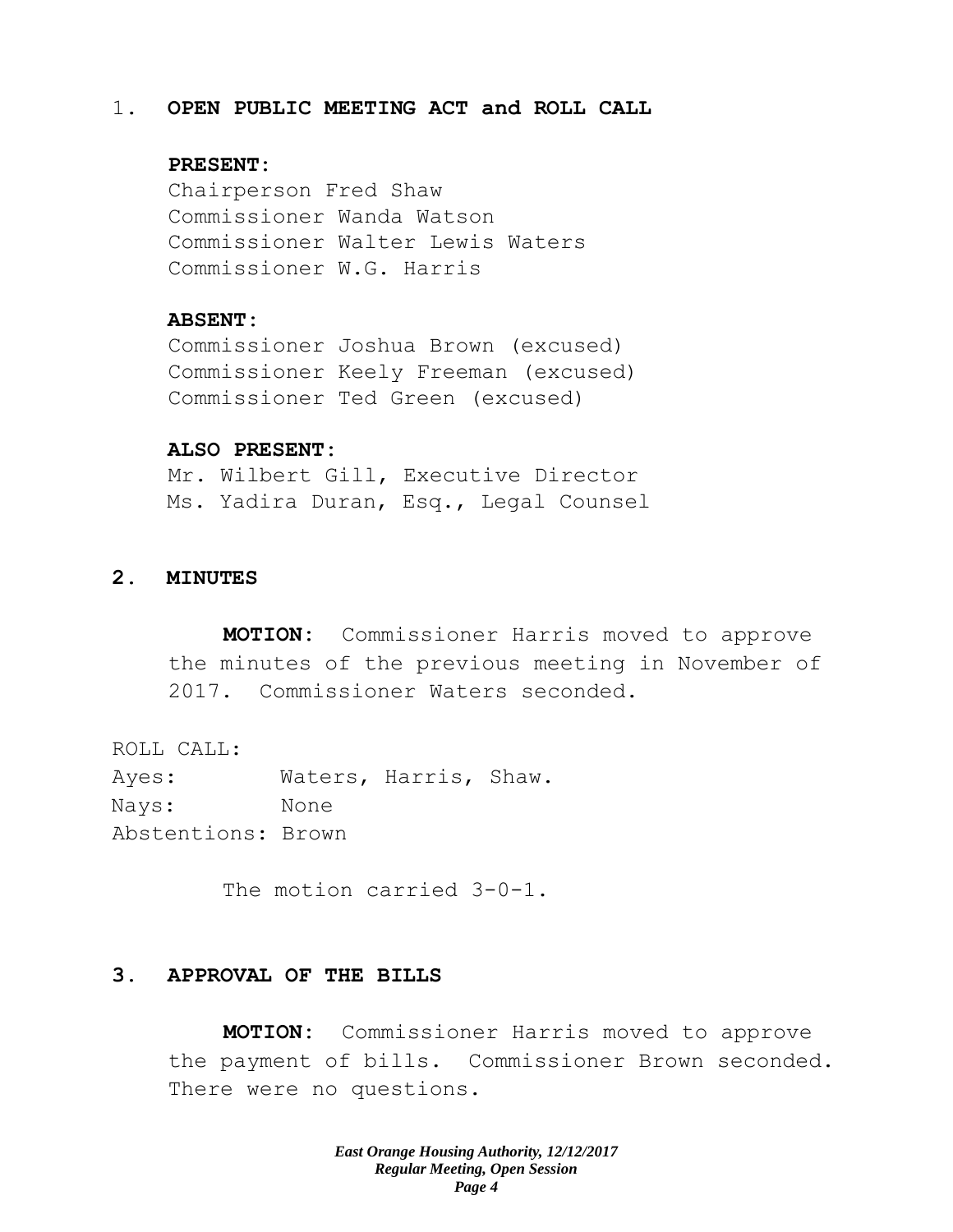## 1. OPEN PUBLIC MEETING ACT and ROLL CALL

**PRESENT:**
Chairperson Fred Shaw
Commissioner Wanda Watson
Commissioner Walter Lewis Waters
Commissioner W.G. Harris

**ABSENT:**
Commissioner Joshua Brown (excused)
Commissioner Keely Freeman (excused)
Commissioner Ted Green (excused)

**ALSO PRESENT:**
Mr. Wilbert Gill, Executive Director
Ms. Yadira Duran, Esq., Legal Counsel

## 2. MINUTES

**MOTION:** Commissioner Harris moved to approve the minutes of the previous meeting in November of 2017. Commissioner Waters seconded.

ROLL CALL:
Ayes: Waters, Harris, Shaw.
Nays: None
Abstentions: Brown

The motion carried 3-0-1.

## 3. APPROVAL OF THE BILLS

**MOTION:** Commissioner Harris moved to approve the payment of bills. Commissioner Brown seconded. There were no questions.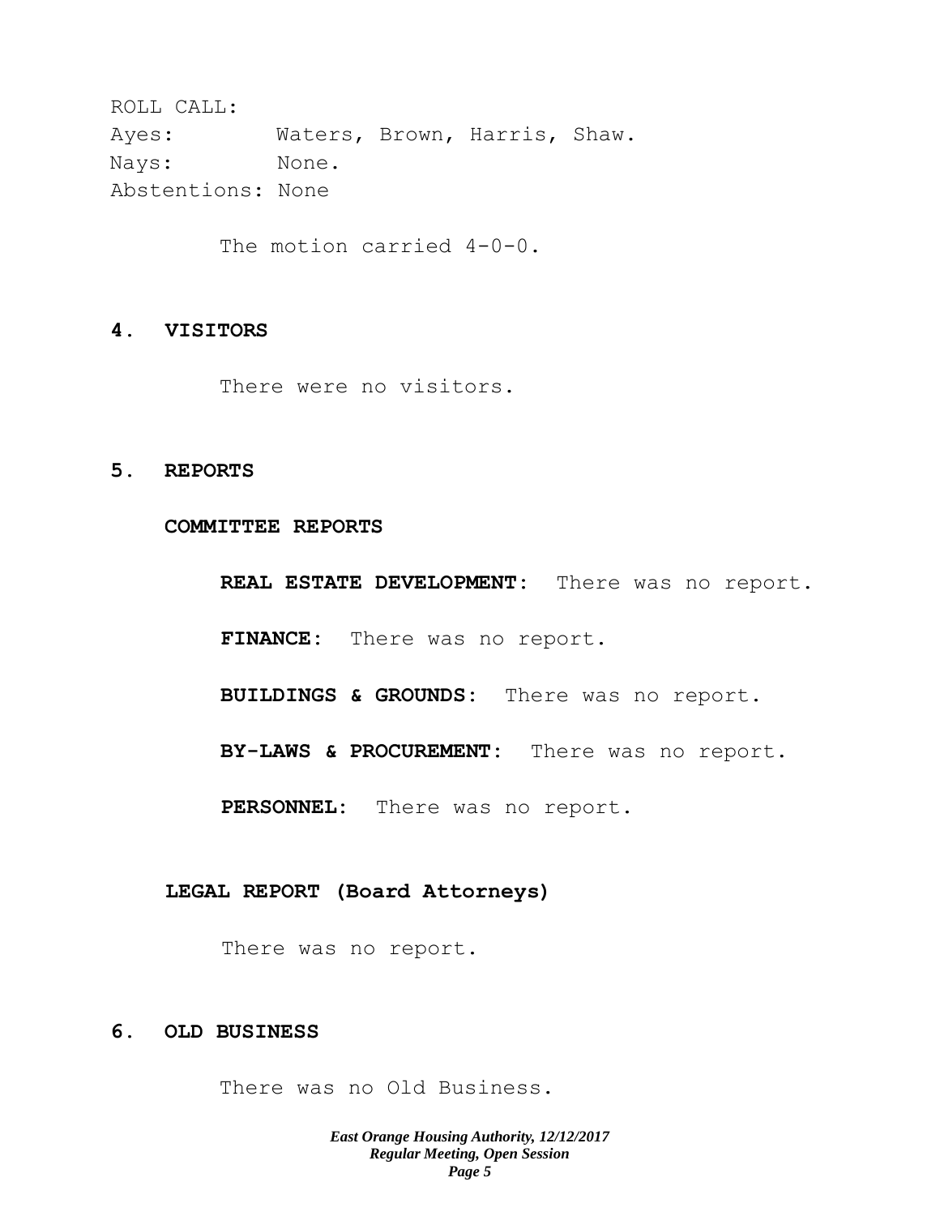ROLL CALL:
Ayes: Waters, Brown, Harris, Shaw.
Nays: None.
Abstentions: None

The motion carried 4-0-0.

## 4. VISITORS

There were no visitors.

## 5. REPORTS

### COMMITTEE REPORTS

**REAL ESTATE DEVELOPMENT:** There was no report.

**FINANCE:** There was no report.

**BUILDINGS & GROUNDS:** There was no report.

**BY-LAWS & PROCUREMENT:** There was no report.

**PERSONNEL:** There was no report.

### LEGAL REPORT (Board Attorneys)

There was no report.

## 6. OLD BUSINESS

There was no Old Business.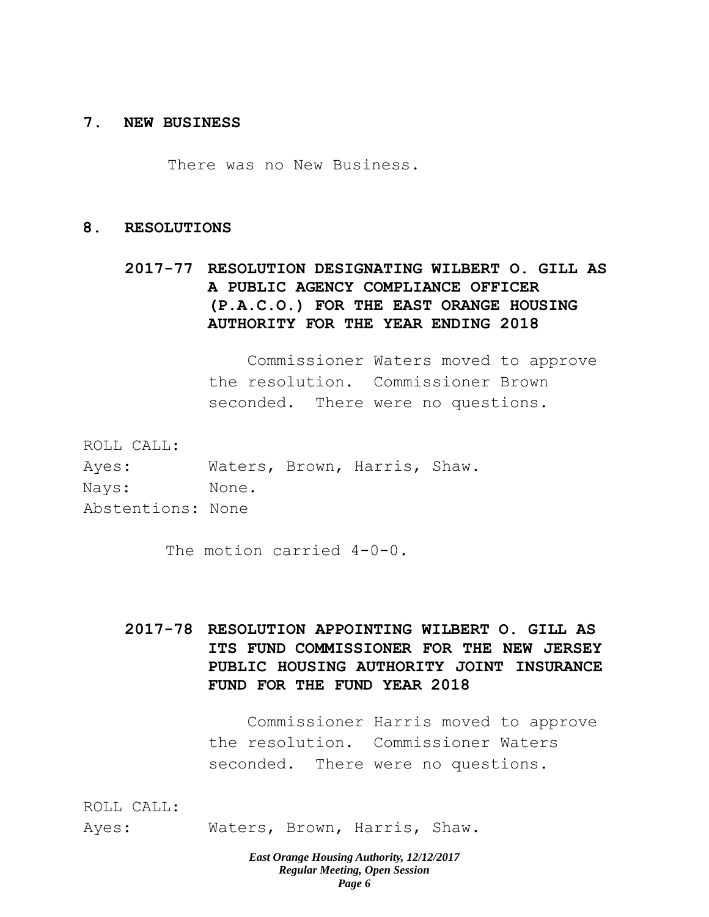## 7. NEW BUSINESS

There was no New Business.

## 8. RESOLUTIONS

### 2017-77 RESOLUTION DESIGNATING WILBERT O. GILL AS A PUBLIC AGENCY COMPLIANCE OFFICER (P.A.C.O.) FOR THE EAST ORANGE HOUSING AUTHORITY FOR THE YEAR ENDING 2018

Commissioner Waters moved to approve the resolution. Commissioner Brown seconded. There were no questions.

ROLL CALL:
Ayes: Waters, Brown, Harris, Shaw.
Nays: None.
Abstentions: None

The motion carried 4-0-0.

### 2017-78 RESOLUTION APPOINTING WILBERT O. GILL AS ITS FUND COMMISSIONER FOR THE NEW JERSEY PUBLIC HOUSING AUTHORITY JOINT INSURANCE FUND FOR THE FUND YEAR 2018

Commissioner Harris moved to approve the resolution. Commissioner Waters seconded. There were no questions.

ROLL CALL:
Ayes: Waters, Brown, Harris, Shaw.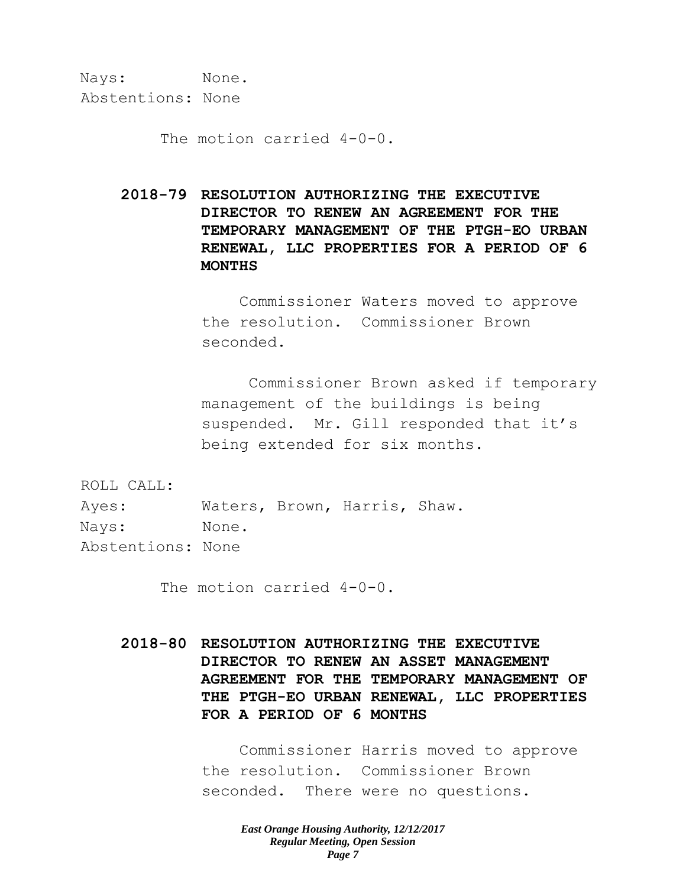Nays: None.
Abstentions: None

The motion carried 4-0-0.

**2018-79 RESOLUTION AUTHORIZING THE EXECUTIVE DIRECTOR TO RENEW AN AGREEMENT FOR THE TEMPORARY MANAGEMENT OF THE PTGH-EO URBAN RENEWAL, LLC PROPERTIES FOR A PERIOD OF 6 MONTHS**

Commissioner Waters moved to approve the resolution. Commissioner Brown seconded.

Commissioner Brown asked if temporary management of the buildings is being suspended. Mr. Gill responded that it's being extended for six months.

ROLL CALL:
Ayes: Waters, Brown, Harris, Shaw.
Nays: None.
Abstentions: None

The motion carried 4-0-0.

**2018-80 RESOLUTION AUTHORIZING THE EXECUTIVE DIRECTOR TO RENEW AN ASSET MANAGEMENT AGREEMENT FOR THE TEMPORARY MANAGEMENT OF THE PTGH-EO URBAN RENEWAL, LLC PROPERTIES FOR A PERIOD OF 6 MONTHS**

Commissioner Harris moved to approve the resolution. Commissioner Brown seconded. There were no questions.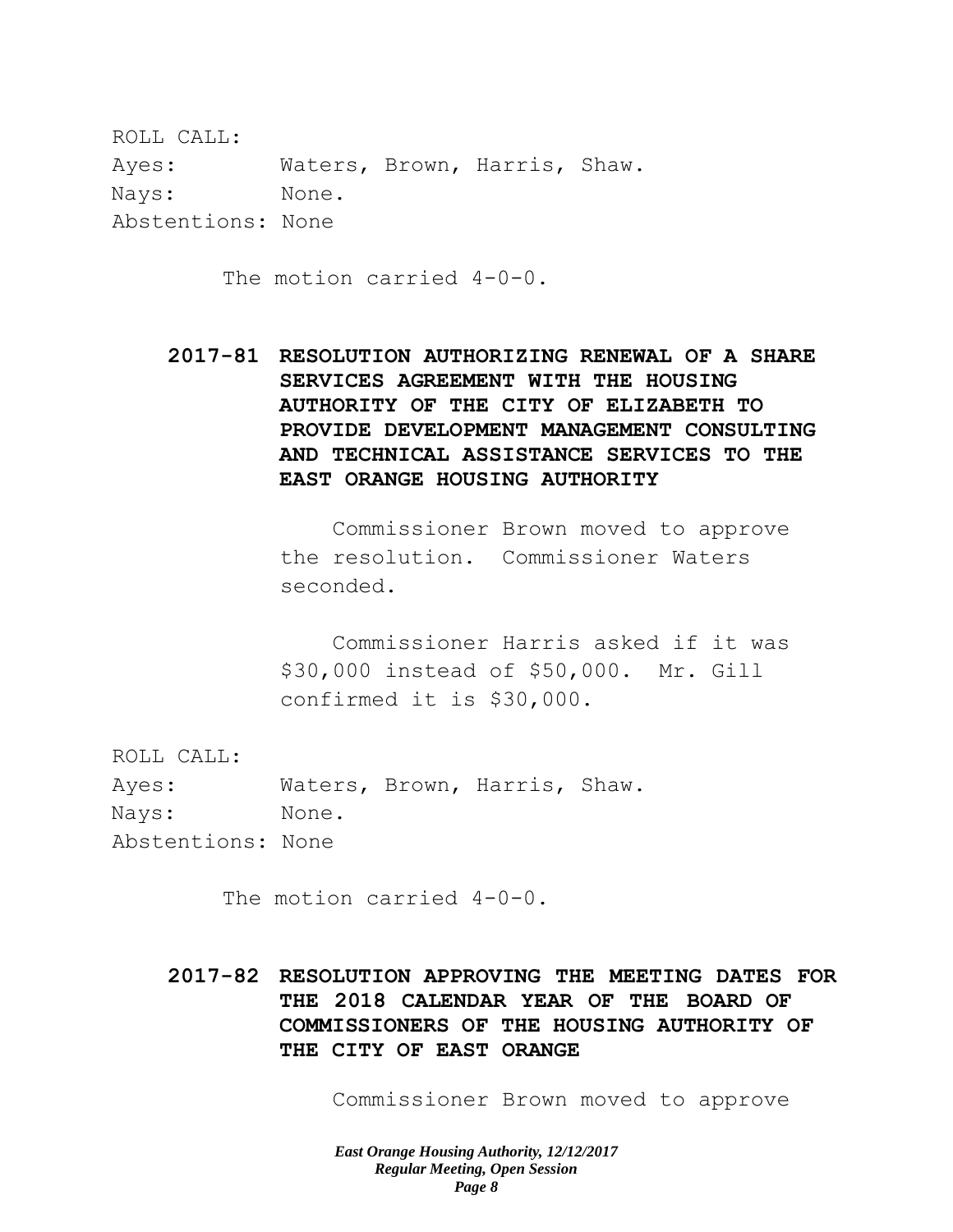ROLL CALL:
Ayes: Waters, Brown, Harris, Shaw.
Nays: None.
Abstentions: None

The motion carried 4-0-0.

**2017-81 RESOLUTION AUTHORIZING RENEWAL OF A SHARE SERVICES AGREEMENT WITH THE HOUSING AUTHORITY OF THE CITY OF ELIZABETH TO PROVIDE DEVELOPMENT MANAGEMENT CONSULTING AND TECHNICAL ASSISTANCE SERVICES TO THE EAST ORANGE HOUSING AUTHORITY**

Commissioner Brown moved to approve the resolution. Commissioner Waters seconded.

Commissioner Harris asked if it was $30,000 instead of $50,000. Mr. Gill confirmed it is $30,000.

ROLL CALL:
Ayes: Waters, Brown, Harris, Shaw.
Nays: None.
Abstentions: None

The motion carried 4-0-0.

**2017-82 RESOLUTION APPROVING THE MEETING DATES FOR THE 2018 CALENDAR YEAR OF THE BOARD OF COMMISSIONERS OF THE HOUSING AUTHORITY OF THE CITY OF EAST ORANGE**

Commissioner Brown moved to approve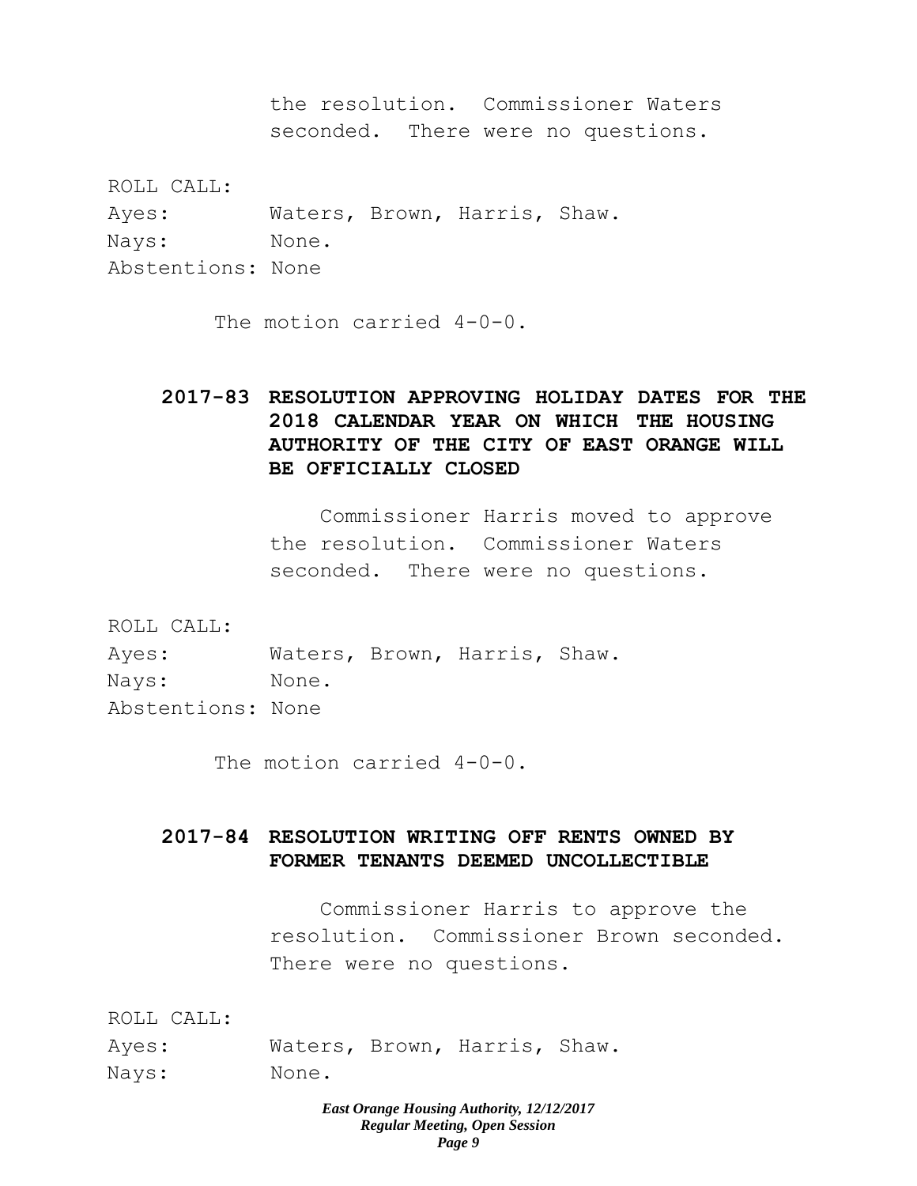the resolution. Commissioner Waters seconded. There were no questions.

ROLL CALL:
Ayes: Waters, Brown, Harris, Shaw.
Nays: None.
Abstentions: None

The motion carried 4-0-0.

**2017-83 RESOLUTION APPROVING HOLIDAY DATES FOR THE 2018 CALENDAR YEAR ON WHICH THE HOUSING AUTHORITY OF THE CITY OF EAST ORANGE WILL BE OFFICIALLY CLOSED**

Commissioner Harris moved to approve the resolution. Commissioner Waters seconded. There were no questions.

ROLL CALL:
Ayes: Waters, Brown, Harris, Shaw.
Nays: None.
Abstentions: None

The motion carried 4-0-0.

**2017-84 RESOLUTION WRITING OFF RENTS OWNED BY FORMER TENANTS DEEMED UNCOLLECTIBLE**

Commissioner Harris to approve the resolution. Commissioner Brown seconded. There were no questions.

ROLL CALL:
Ayes: Waters, Brown, Harris, Shaw.
Nays: None.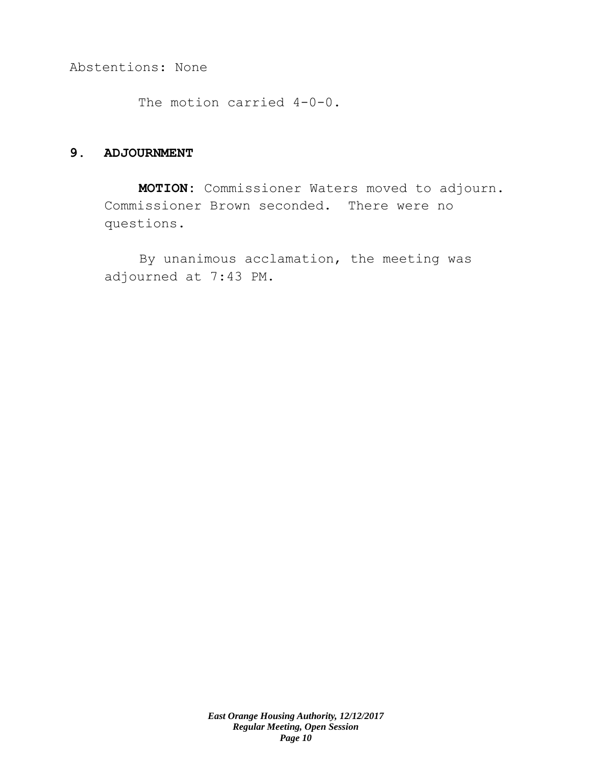Abstentions: None

The motion carried 4-0-0.

## 9. ADJOURNMENT

**MOTION:** Commissioner Waters moved to adjourn. Commissioner Brown seconded. There were no questions.

By unanimous acclamation, the meeting was adjourned at 7:43 PM.